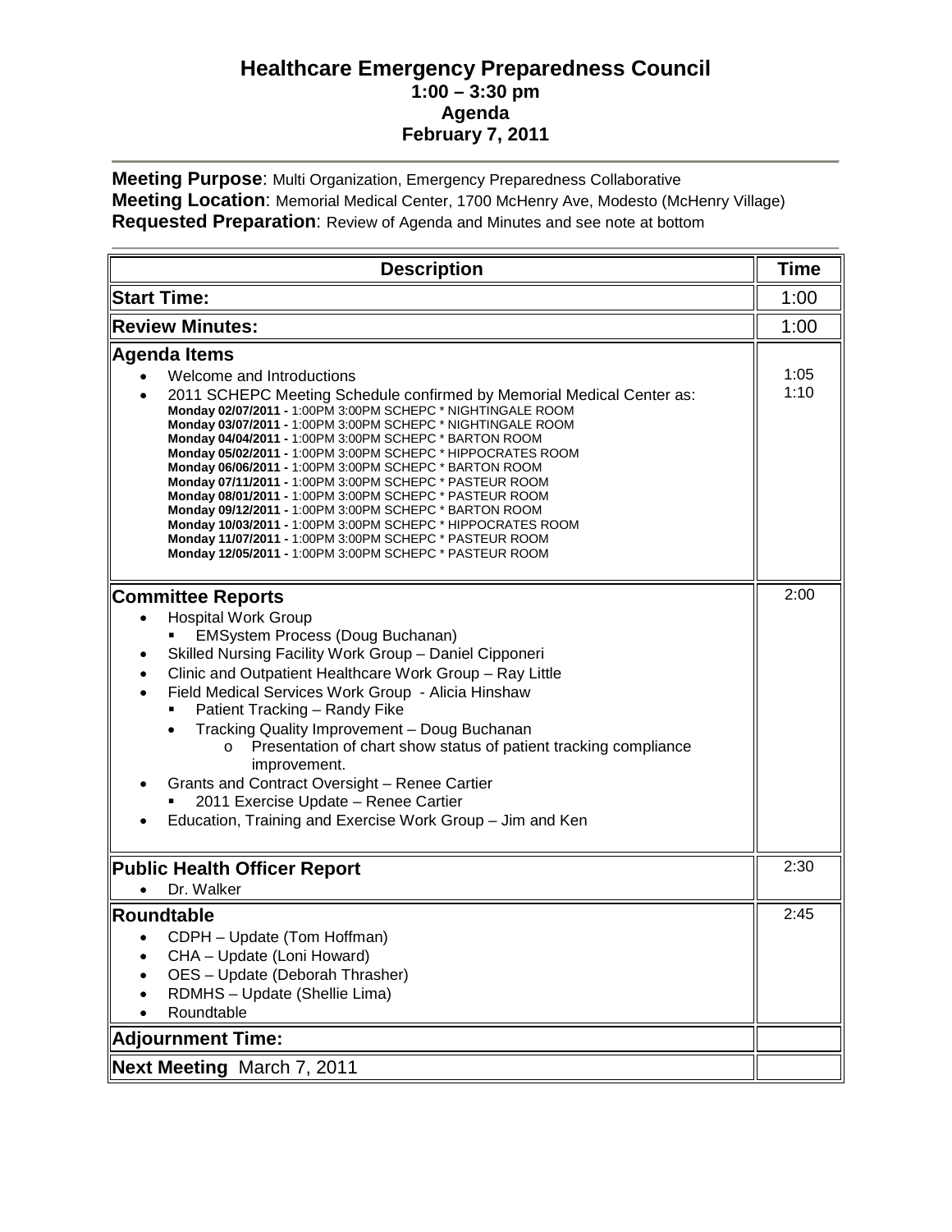# Healthcare Emergency Preparedness Council

**1:00 – 3:30 pm**

**Agenda**

**February 7, 2011**

---

**Meeting Purpose**: Multi Organization, Emergency Preparedness Collaborative

**Meeting Location**: Memorial Medical Center, 1700 McHenry Ave, Modesto (McHenry Village)

**Requested Preparation**: Review of Agenda and Minutes and see note at bottom

---

| Description | Time |
|---|---|
| **Start Time:** | 1:00 |
| **Review Minutes:** | 1:00 |
| **Agenda Items**<br>• Welcome and Introductions<br>• 2011 SCHEPC Meeting Schedule confirmed by Memorial Medical Center as:<br>**Monday 02/07/2011 -** 1:00PM 3:00PM SCHEPC * NIGHTINGALE ROOM<br>**Monday 03/07/2011 -** 1:00PM 3:00PM SCHEPC * NIGHTINGALE ROOM<br>**Monday 04/04/2011 -** 1:00PM 3:00PM SCHEPC * BARTON ROOM<br>**Monday 05/02/2011 -** 1:00PM 3:00PM SCHEPC * HIPPOCRATES ROOM<br>**Monday 06/06/2011 -** 1:00PM 3:00PM SCHEPC * BARTON ROOM<br>**Monday 07/11/2011 -** 1:00PM 3:00PM SCHEPC * PASTEUR ROOM<br>**Monday 08/01/2011 -** 1:00PM 3:00PM SCHEPC * PASTEUR ROOM<br>**Monday 09/12/2011 -** 1:00PM 3:00PM SCHEPC * BARTON ROOM<br>**Monday 10/03/2011 -** 1:00PM 3:00PM SCHEPC * HIPPOCRATES ROOM<br>**Monday 11/07/2011 -** 1:00PM 3:00PM SCHEPC * PASTEUR ROOM<br>**Monday 12/05/2011 -** 1:00PM 3:00PM SCHEPC * PASTEUR ROOM | 1:05<br>1:10 |
| **Committee Reports**<br>• Hospital Work Group<br>&nbsp;&nbsp;▪ EMSystem Process (Doug Buchanan)<br>• Skilled Nursing Facility Work Group – Daniel Cipponeri<br>• Clinic and Outpatient Healthcare Work Group – Ray Little<br>• Field Medical Services Work Group - Alicia Hinshaw<br>&nbsp;&nbsp;▪ Patient Tracking – Randy Fike<br>&nbsp;&nbsp;• Tracking Quality Improvement – Doug Buchanan<br>&nbsp;&nbsp;&nbsp;&nbsp;o Presentation of chart show status of patient tracking compliance improvement.<br>• Grants and Contract Oversight – Renee Cartier<br>&nbsp;&nbsp;▪ 2011 Exercise Update – Renee Cartier<br>• Education, Training and Exercise Work Group – Jim and Ken | 2:00 |
| **Public Health Officer Report**<br>• Dr. Walker | 2:30 |
| **Roundtable**<br>• CDPH – Update (Tom Hoffman)<br>• CHA – Update (Loni Howard)<br>• OES – Update (Deborah Thrasher)<br>• RDMHS – Update (Shellie Lima)<br>• Roundtable | 2:45 |
| **Adjournment Time:** | |
| **Next Meeting** March 7, 2011 | |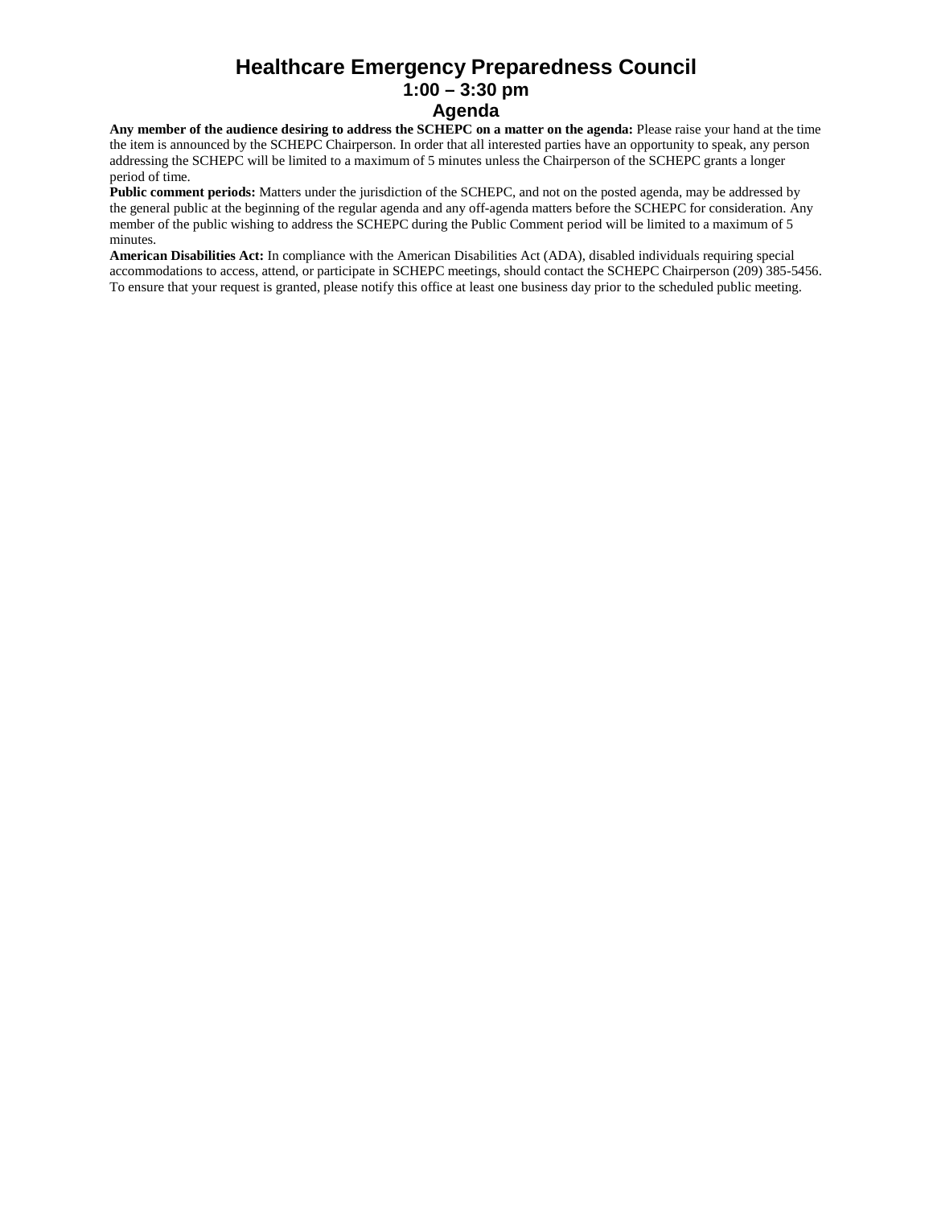# Healthcare Emergency Preparedness Council

## 1:00 – 3:30 pm

## Agenda

**Any member of the audience desiring to address the SCHEPC on a matter on the agenda:** Please raise your hand at the time the item is announced by the SCHEPC Chairperson. In order that all interested parties have an opportunity to speak, any person addressing the SCHEPC will be limited to a maximum of 5 minutes unless the Chairperson of the SCHEPC grants a longer period of time.

**Public comment periods:** Matters under the jurisdiction of the SCHEPC, and not on the posted agenda, may be addressed by the general public at the beginning of the regular agenda and any off-agenda matters before the SCHEPC for consideration. Any member of the public wishing to address the SCHEPC during the Public Comment period will be limited to a maximum of 5 minutes.

**American Disabilities Act:** In compliance with the American Disabilities Act (ADA), disabled individuals requiring special accommodations to access, attend, or participate in SCHEPC meetings, should contact the SCHEPC Chairperson (209) 385-5456. To ensure that your request is granted, please notify this office at least one business day prior to the scheduled public meeting.